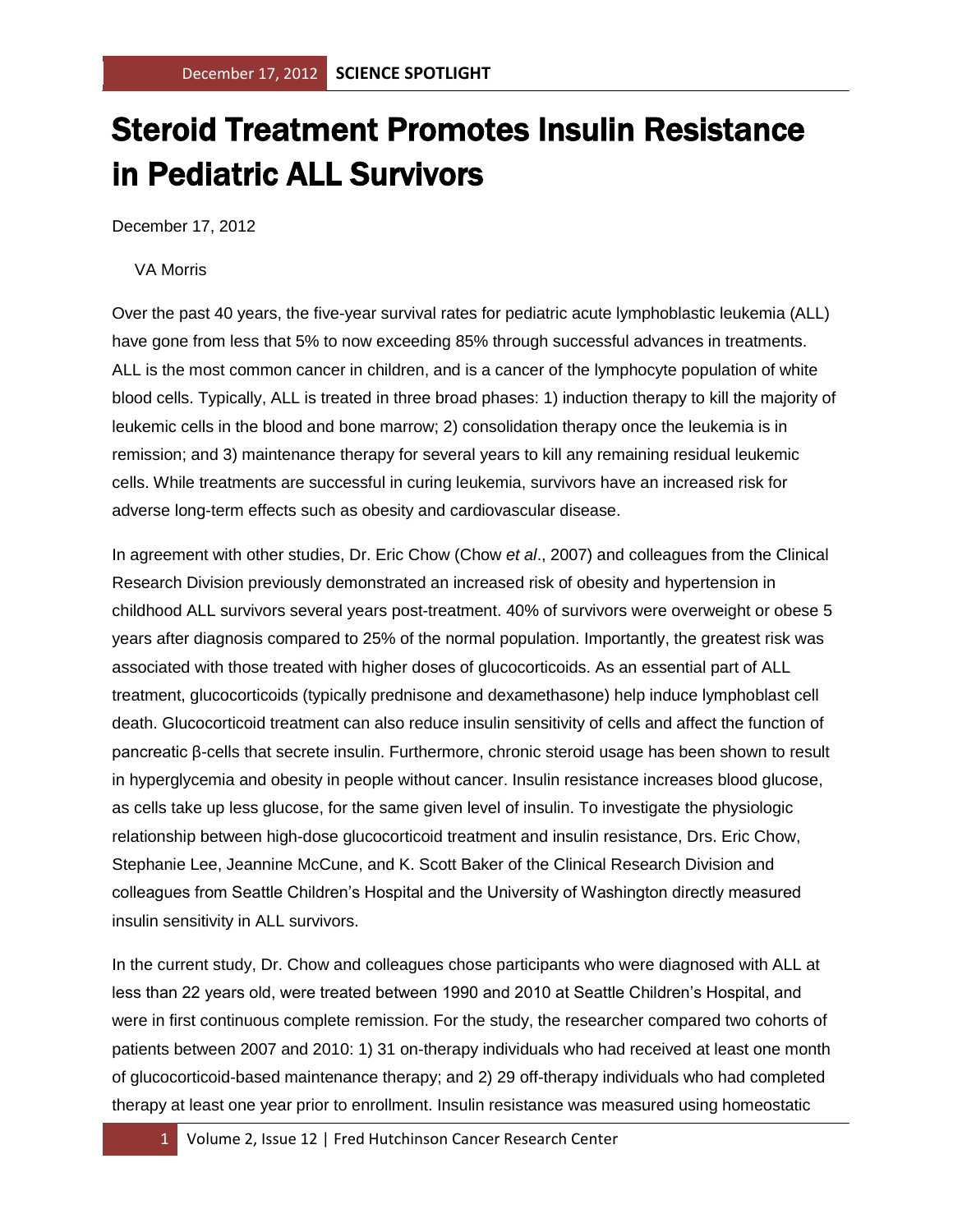# Steroid Treatment Promotes Insulin Resistance in Pediatric ALL Survivors

December 17, 2012

VA Morris

Over the past 40 years, the five-year survival rates for pediatric acute lymphoblastic leukemia (ALL) have gone from less that 5% to now exceeding 85% through successful advances in treatments. ALL is the most common cancer in children, and is a cancer of the lymphocyte population of white blood cells. Typically, ALL is treated in three broad phases: 1) induction therapy to kill the majority of leukemic cells in the blood and bone marrow; 2) consolidation therapy once the leukemia is in remission; and 3) maintenance therapy for several years to kill any remaining residual leukemic cells. While treatments are successful in curing leukemia, survivors have an increased risk for adverse long-term effects such as obesity and cardiovascular disease.

In agreement with other studies, Dr. Eric Chow (Chow *et al*., 2007) and colleagues from the Clinical Research Division previously demonstrated an increased risk of obesity and hypertension in childhood ALL survivors several years post-treatment. 40% of survivors were overweight or obese 5 years after diagnosis compared to 25% of the normal population. Importantly, the greatest risk was associated with those treated with higher doses of glucocorticoids. As an essential part of ALL treatment, glucocorticoids (typically prednisone and dexamethasone) help induce lymphoblast cell death. Glucocorticoid treatment can also reduce insulin sensitivity of cells and affect the function of pancreatic β-cells that secrete insulin. Furthermore, chronic steroid usage has been shown to result in hyperglycemia and obesity in people without cancer. Insulin resistance increases blood glucose, as cells take up less glucose, for the same given level of insulin. To investigate the physiologic relationship between high-dose glucocorticoid treatment and insulin resistance, Drs. Eric Chow, Stephanie Lee, Jeannine McCune, and K. Scott Baker of the Clinical Research Division and colleagues from Seattle Children's Hospital and the University of Washington directly measured insulin sensitivity in ALL survivors.

In the current study, Dr. Chow and colleagues chose participants who were diagnosed with ALL at less than 22 years old, were treated between 1990 and 2010 at Seattle Children's Hospital, and were in first continuous complete remission. For the study, the researcher compared two cohorts of patients between 2007 and 2010: 1) 31 on-therapy individuals who had received at least one month of glucocorticoid-based maintenance therapy; and 2) 29 off-therapy individuals who had completed therapy at least one year prior to enrollment. Insulin resistance was measured using homeostatic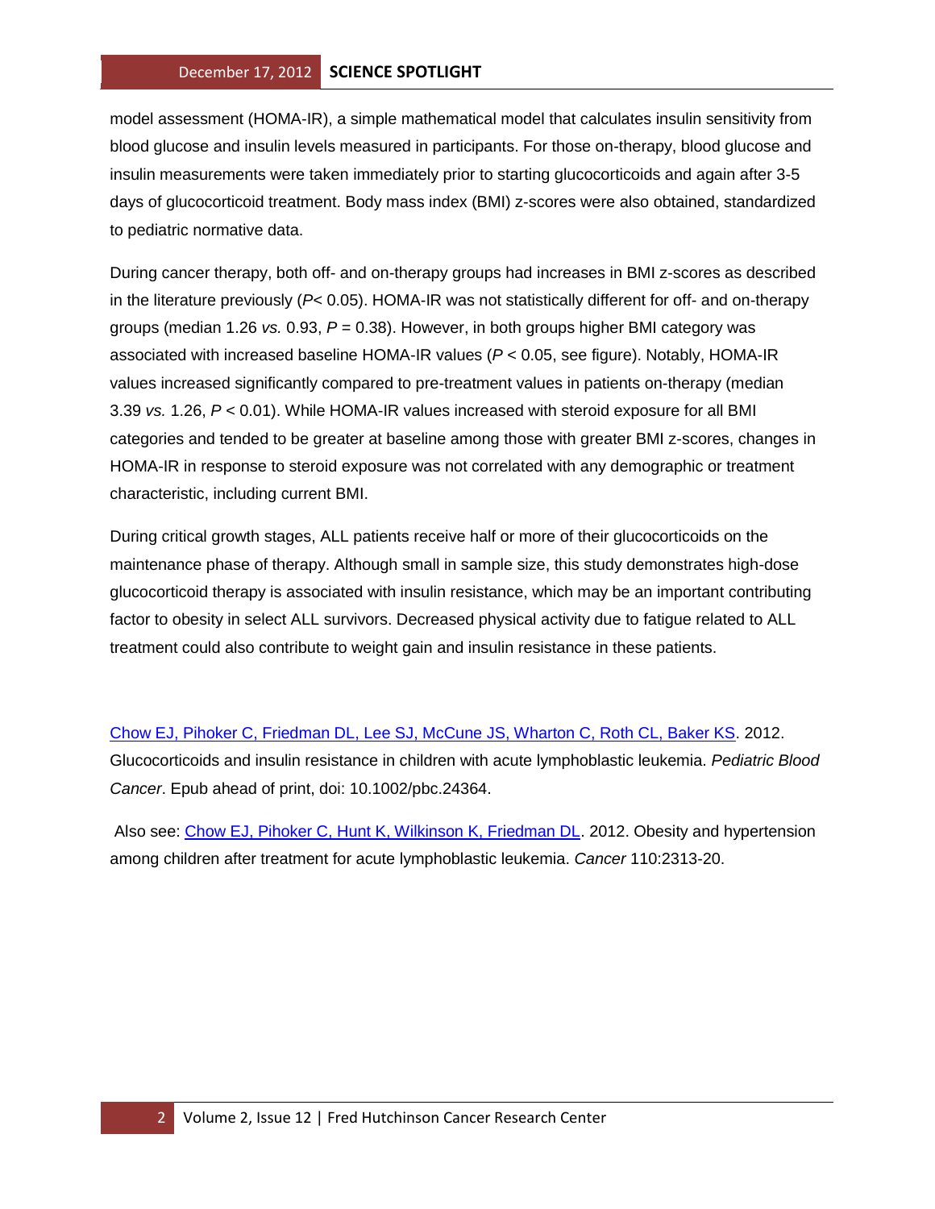model assessment (HOMA-IR), a simple mathematical model that calculates insulin sensitivity from blood glucose and insulin levels measured in participants. For those on-therapy, blood glucose and insulin measurements were taken immediately prior to starting glucocorticoids and again after 3-5 days of glucocorticoid treatment. Body mass index (BMI) z-scores were also obtained, standardized to pediatric normative data.

During cancer therapy, both off- and on-therapy groups had increases in BMI z-scores as described in the literature previously ($P < 0.05$). HOMA-IR was not statistically different for off- and on-therapy groups (median 1.26 *vs.* 0.93, $P = 0.38$). However, in both groups higher BMI category was associated with increased baseline HOMA-IR values ($P < 0.05$, see figure). Notably, HOMA-IR values increased significantly compared to pre-treatment values in patients on-therapy (median 3.39 *vs.* 1.26, $P < 0.01$). While HOMA-IR values increased with steroid exposure for all BMI categories and tended to be greater at baseline among those with greater BMI z-scores, changes in HOMA-IR in response to steroid exposure was not correlated with any demographic or treatment characteristic, including current BMI.

During critical growth stages, ALL patients receive half or more of their glucocorticoids on the maintenance phase of therapy. Although small in sample size, this study demonstrates high-dose glucocorticoid therapy is associated with insulin resistance, which may be an important contributing factor to obesity in select ALL survivors. Decreased physical activity due to fatigue related to ALL treatment could also contribute to weight gain and insulin resistance in these patients.

Chow EJ, Pihoker C, Friedman DL, Lee SJ, McCune JS, Wharton C, Roth CL, Baker KS. 2012. Glucocorticoids and insulin resistance in children with acute lymphoblastic leukemia. *Pediatric Blood Cancer*. Epub ahead of print, doi: 10.1002/pbc.24364.

Also see: Chow EJ, Pihoker C, Hunt K, Wilkinson K, Friedman DL. 2012. Obesity and hypertension among children after treatment for acute lymphoblastic leukemia. *Cancer* 110:2313-20.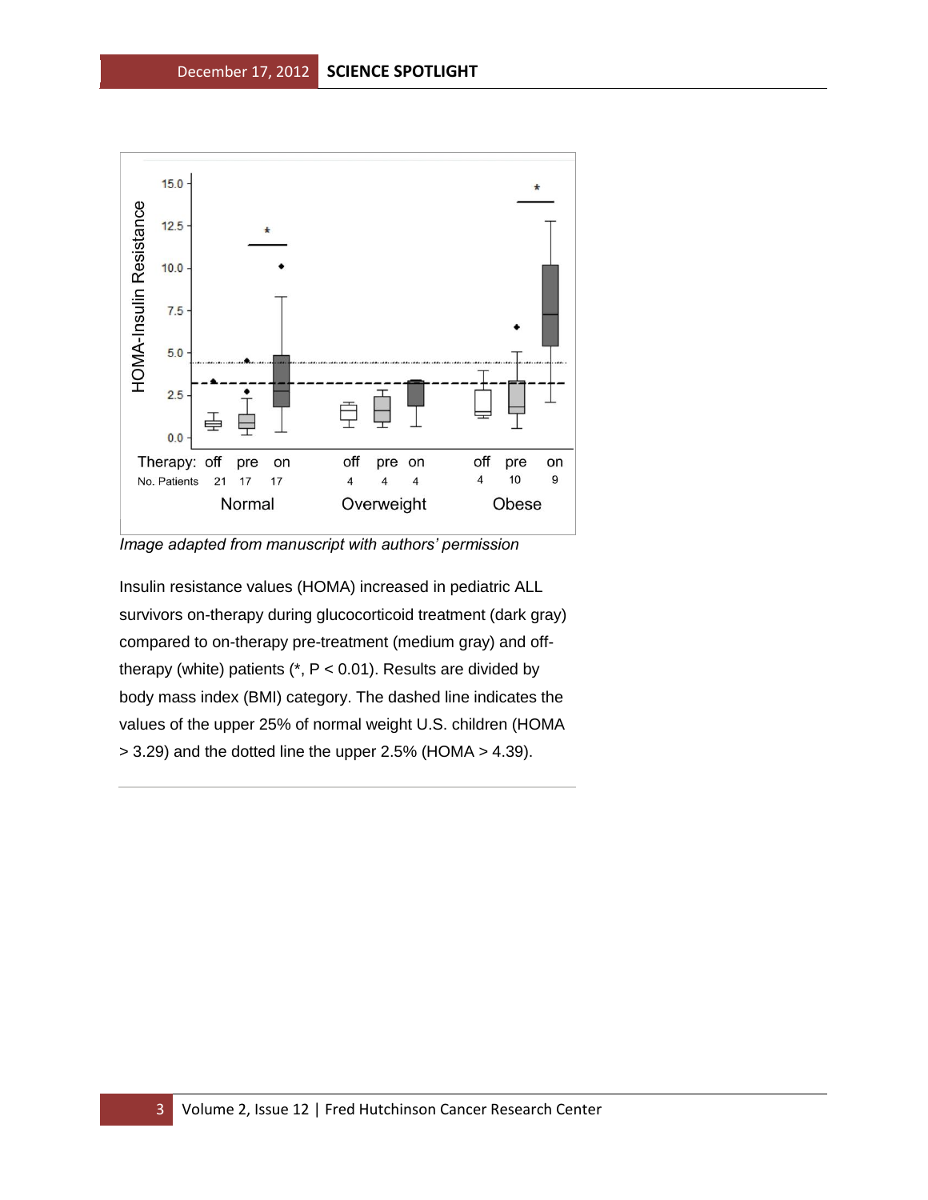HOMA-Insulin Resistance

15.0
12.5
10.0
7.5
5.0
2.5
0.0

*
*

Therapy: off pre on off pre on off pre on

No. Patients 21 17 17 4 4 4 4 10 9

Normal Overweight Obese

*Image adapted from manuscript with authors' permission*

Insulin resistance values (HOMA) increased in pediatric ALL survivors on-therapy during glucocorticoid treatment (dark gray) compared to on-therapy pre-treatment (medium gray) and off-therapy (white) patients (*, $P < 0.01$). Results are divided by body mass index (BMI) category. The dashed line indicates the values of the upper 25% of normal weight U.S. children (HOMA > 3.29) and the dotted line the upper 2.5% (HOMA > 4.39).